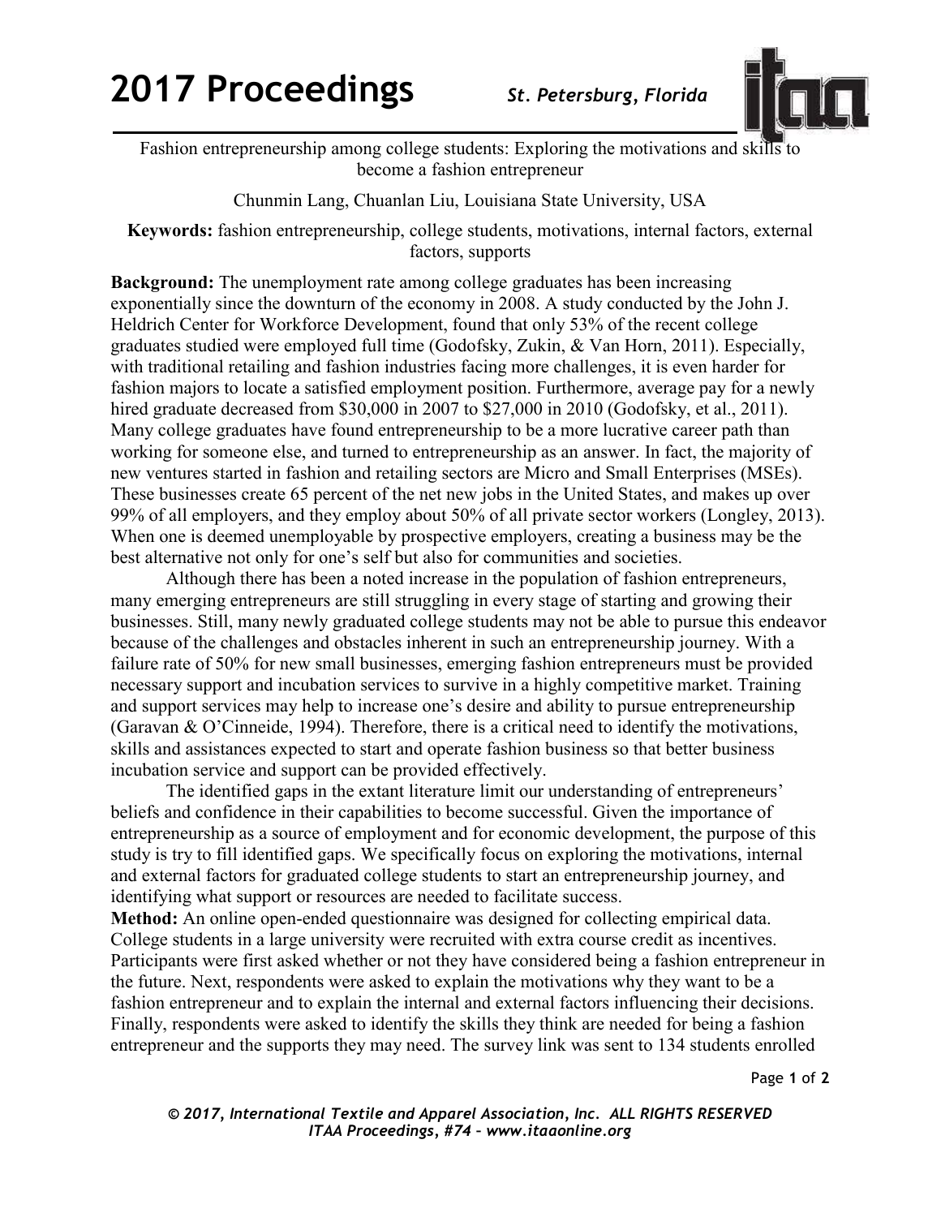Fashion entrepreneurship among college students: Exploring the motivations and skills to become a fashion entrepreneur

Chunmin Lang, Chuanlan Liu, Louisiana State University, USA

**Keywords:** fashion entrepreneurship, college students, motivations, internal factors, external factors, supports

**Background:** The unemployment rate among college graduates has been increasing exponentially since the downturn of the economy in 2008. A study conducted by the John J. Heldrich Center for Workforce Development, found that only 53% of the recent college graduates studied were employed full time (Godofsky, Zukin, & Van Horn, 2011). Especially, with traditional retailing and fashion industries facing more challenges, it is even harder for fashion majors to locate a satisfied employment position. Furthermore, average pay for a newly hired graduate decreased from $30,000 in 2007 to $27,000 in 2010 (Godofsky, et al., 2011). Many college graduates have found entrepreneurship to be a more lucrative career path than working for someone else, and turned to entrepreneurship as an answer. In fact, the majority of new ventures started in fashion and retailing sectors are Micro and Small Enterprises (MSEs). These businesses create 65 percent of the net new jobs in the United States, and makes up over 99% of all employers, and they employ about 50% of all private sector workers (Longley, 2013). When one is deemed unemployable by prospective employers, creating a business may be the best alternative not only for one's self but also for communities and societies.

Although there has been a noted increase in the population of fashion entrepreneurs, many emerging entrepreneurs are still struggling in every stage of starting and growing their businesses. Still, many newly graduated college students may not be able to pursue this endeavor because of the challenges and obstacles inherent in such an entrepreneurship journey. With a failure rate of 50% for new small businesses, emerging fashion entrepreneurs must be provided necessary support and incubation services to survive in a highly competitive market. Training and support services may help to increase one's desire and ability to pursue entrepreneurship (Garavan & O'Cinneide, 1994). Therefore, there is a critical need to identify the motivations, skills and assistances expected to start and operate fashion business so that better business incubation service and support can be provided effectively.

The identified gaps in the extant literature limit our understanding of entrepreneurs' beliefs and confidence in their capabilities to become successful. Given the importance of entrepreneurship as a source of employment and for economic development, the purpose of this study is try to fill identified gaps. We specifically focus on exploring the motivations, internal and external factors for graduated college students to start an entrepreneurship journey, and identifying what support or resources are needed to facilitate success.

**Method:** An online open-ended questionnaire was designed for collecting empirical data. College students in a large university were recruited with extra course credit as incentives. Participants were first asked whether or not they have considered being a fashion entrepreneur in the future. Next, respondents were asked to explain the motivations why they want to be a fashion entrepreneur and to explain the internal and external factors influencing their decisions. Finally, respondents were asked to identify the skills they think are needed for being a fashion entrepreneur and the supports they may need. The survey link was sent to 134 students enrolled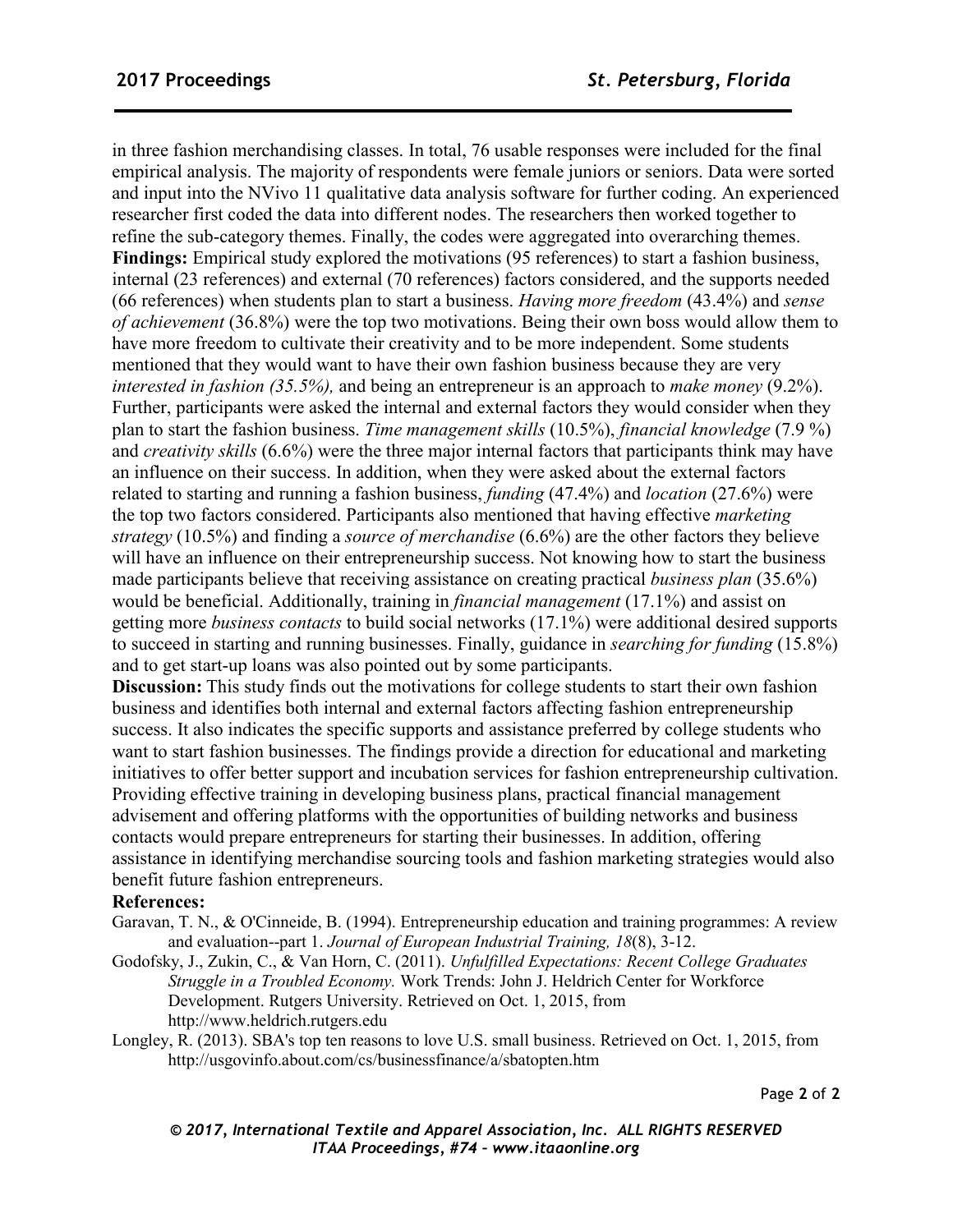in three fashion merchandising classes. In total, 76 usable responses were included for the final empirical analysis. The majority of respondents were female juniors or seniors. Data were sorted and input into the NVivo 11 qualitative data analysis software for further coding. An experienced researcher first coded the data into different nodes. The researchers then worked together to refine the sub-category themes. Finally, the codes were aggregated into overarching themes.

**Findings:** Empirical study explored the motivations (95 references) to start a fashion business, internal (23 references) and external (70 references) factors considered, and the supports needed (66 references) when students plan to start a business. *Having more freedom* (43.4%) and *sense of achievement* (36.8%) were the top two motivations. Being their own boss would allow them to have more freedom to cultivate their creativity and to be more independent. Some students mentioned that they would want to have their own fashion business because they are very *interested in fashion (35.5%),* and being an entrepreneur is an approach to *make money* (9.2%). Further, participants were asked the internal and external factors they would consider when they plan to start the fashion business. *Time management skills* (10.5%), *financial knowledge* (7.9 %) and *creativity skills* (6.6%) were the three major internal factors that participants think may have an influence on their success. In addition, when they were asked about the external factors related to starting and running a fashion business, *funding* (47.4%) and *location* (27.6%) were the top two factors considered. Participants also mentioned that having effective *marketing strategy* (10.5%) and finding a *source of merchandise* (6.6%) are the other factors they believe will have an influence on their entrepreneurship success. Not knowing how to start the business made participants believe that receiving assistance on creating practical *business plan* (35.6%) would be beneficial. Additionally, training in *financial management* (17.1%) and assist on getting more *business contacts* to build social networks (17.1%) were additional desired supports to succeed in starting and running businesses. Finally, guidance in *searching for funding* (15.8%) and to get start-up loans was also pointed out by some participants.

**Discussion:** This study finds out the motivations for college students to start their own fashion business and identifies both internal and external factors affecting fashion entrepreneurship success. It also indicates the specific supports and assistance preferred by college students who want to start fashion businesses. The findings provide a direction for educational and marketing initiatives to offer better support and incubation services for fashion entrepreneurship cultivation. Providing effective training in developing business plans, practical financial management advisement and offering platforms with the opportunities of building networks and business contacts would prepare entrepreneurs for starting their businesses. In addition, offering assistance in identifying merchandise sourcing tools and fashion marketing strategies would also benefit future fashion entrepreneurs.

**References:**

Garavan, T. N., & O'Cinneide, B. (1994). Entrepreneurship education and training programmes: A review and evaluation--part 1. *Journal of European Industrial Training, 18*(8), 3-12.

Godofsky, J., Zukin, C., & Van Horn, C. (2011). *Unfulfilled Expectations: Recent College Graduates Struggle in a Troubled Economy.* Work Trends: John J. Heldrich Center for Workforce Development. Rutgers University. Retrieved on Oct. 1, 2015, from http://www.heldrich.rutgers.edu

Longley, R. (2013). SBA's top ten reasons to love U.S. small business. Retrieved on Oct. 1, 2015, from http://usgovinfo.about.com/cs/businessfinance/a/sbatopten.htm